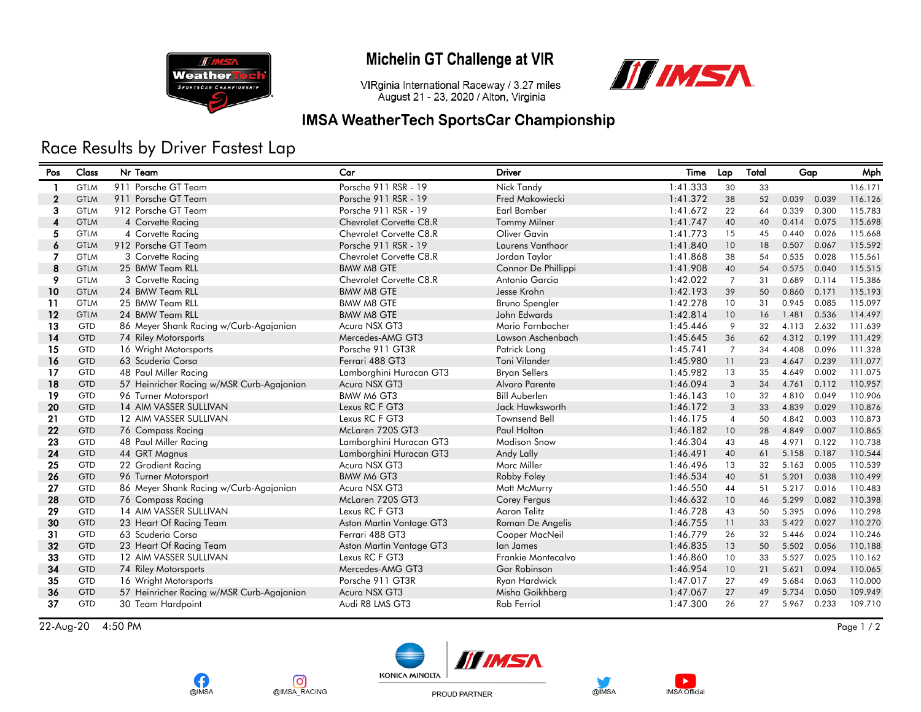# Michelin GT Challenge at VIR

VIRginia International Raceway / 3.27 miles
August 21 - 23, 2020 / Alton, Virginia

## IMSA WeatherTech SportsCar Championship

## Race Results by Driver Fastest Lap

| Pos | Class | Nr | Team | Car | Driver | Time | Lap | Total | Gap | | Mph |
|---|---|---|---|---|---|---|---|---|---|---|---|
| 1 | GTLM | 911 | Porsche GT Team | Porsche 911 RSR - 19 | Nick Tandy | 1:41.333 | 30 | 33 | | | 116.171 |
| 2 | GTLM | 911 | Porsche GT Team | Porsche 911 RSR - 19 | Fred Makowiecki | 1:41.372 | 38 | 52 | 0.039 | 0.039 | 116.126 |
| 3 | GTLM | 912 | Porsche GT Team | Porsche 911 RSR - 19 | Earl Bamber | 1:41.672 | 22 | 64 | 0.339 | 0.300 | 115.783 |
| 4 | GTLM | 4 | Corvette Racing | Chevrolet Corvette C8.R | Tommy Milner | 1:41.747 | 40 | 40 | 0.414 | 0.075 | 115.698 |
| 5 | GTLM | 4 | Corvette Racing | Chevrolet Corvette C8.R | Oliver Gavin | 1:41.773 | 15 | 45 | 0.440 | 0.026 | 115.668 |
| 6 | GTLM | 912 | Porsche GT Team | Porsche 911 RSR - 19 | Laurens Vanthoor | 1:41.840 | 10 | 18 | 0.507 | 0.067 | 115.592 |
| 7 | GTLM | 3 | Corvette Racing | Chevrolet Corvette C8.R | Jordan Taylor | 1:41.868 | 38 | 54 | 0.535 | 0.028 | 115.561 |
| 8 | GTLM | 25 | BMW Team RLL | BMW M8 GTE | Connor De Phillippi | 1:41.908 | 40 | 54 | 0.575 | 0.040 | 115.515 |
| 9 | GTLM | 3 | Corvette Racing | Chevrolet Corvette C8.R | Antonio Garcia | 1:42.022 | 7 | 31 | 0.689 | 0.114 | 115.386 |
| 10 | GTLM | 24 | BMW Team RLL | BMW M8 GTE | Jesse Krohn | 1:42.193 | 39 | 50 | 0.860 | 0.171 | 115.193 |
| 11 | GTLM | 25 | BMW Team RLL | BMW M8 GTE | Bruno Spengler | 1:42.278 | 10 | 31 | 0.945 | 0.085 | 115.097 |
| 12 | GTLM | 24 | BMW Team RLL | BMW M8 GTE | John Edwards | 1:42.814 | 10 | 16 | 1.481 | 0.536 | 114.497 |
| 13 | GTD | 86 | Meyer Shank Racing w/Curb-Agajanian | Acura NSX GT3 | Mario Farnbacher | 1:45.446 | 9 | 32 | 4.113 | 2.632 | 111.639 |
| 14 | GTD | 74 | Riley Motorsports | Mercedes-AMG GT3 | Lawson Aschenbach | 1:45.645 | 36 | 62 | 4.312 | 0.199 | 111.429 |
| 15 | GTD | 16 | Wright Motorsports | Porsche 911 GT3R | Patrick Long | 1:45.741 | 7 | 34 | 4.408 | 0.096 | 111.328 |
| 16 | GTD | 63 | Scuderia Corsa | Ferrari 488 GT3 | Toni Vilander | 1:45.980 | 11 | 23 | 4.647 | 0.239 | 111.077 |
| 17 | GTD | 48 | Paul Miller Racing | Lamborghini Huracan GT3 | Bryan Sellers | 1:45.982 | 13 | 35 | 4.649 | 0.002 | 111.075 |
| 18 | GTD | 57 | Heinricher Racing w/MSR Curb-Agajanian | Acura NSX GT3 | Alvaro Parente | 1:46.094 | 3 | 34 | 4.761 | 0.112 | 110.957 |
| 19 | GTD | 96 | Turner Motorsport | BMW M6 GT3 | Bill Auberlen | 1:46.143 | 10 | 32 | 4.810 | 0.049 | 110.906 |
| 20 | GTD | 14 | AIM VASSER SULLIVAN | Lexus RC F GT3 | Jack Hawksworth | 1:46.172 | 3 | 33 | 4.839 | 0.029 | 110.876 |
| 21 | GTD | 12 | AIM VASSER SULLIVAN | Lexus RC F GT3 | Townsend Bell | 1:46.175 | 4 | 50 | 4.842 | 0.003 | 110.873 |
| 22 | GTD | 76 | Compass Racing | McLaren 720S GT3 | Paul Holton | 1:46.182 | 10 | 28 | 4.849 | 0.007 | 110.865 |
| 23 | GTD | 48 | Paul Miller Racing | Lamborghini Huracan GT3 | Madison Snow | 1:46.304 | 43 | 48 | 4.971 | 0.122 | 110.738 |
| 24 | GTD | 44 | GRT Magnus | Lamborghini Huracan GT3 | Andy Lally | 1:46.491 | 40 | 61 | 5.158 | 0.187 | 110.544 |
| 25 | GTD | 22 | Gradient Racing | Acura NSX GT3 | Marc Miller | 1:46.496 | 13 | 32 | 5.163 | 0.005 | 110.539 |
| 26 | GTD | 96 | Turner Motorsport | BMW M6 GT3 | Robby Foley | 1:46.534 | 40 | 51 | 5.201 | 0.038 | 110.499 |
| 27 | GTD | 86 | Meyer Shank Racing w/Curb-Agajanian | Acura NSX GT3 | Matt McMurry | 1:46.550 | 44 | 51 | 5.217 | 0.016 | 110.483 |
| 28 | GTD | 76 | Compass Racing | McLaren 720S GT3 | Corey Fergus | 1:46.632 | 10 | 46 | 5.299 | 0.082 | 110.398 |
| 29 | GTD | 14 | AIM VASSER SULLIVAN | Lexus RC F GT3 | Aaron Telitz | 1:46.728 | 43 | 50 | 5.395 | 0.096 | 110.298 |
| 30 | GTD | 23 | Heart Of Racing Team | Aston Martin Vantage GT3 | Roman De Angelis | 1:46.755 | 11 | 33 | 5.422 | 0.027 | 110.270 |
| 31 | GTD | 63 | Scuderia Corsa | Ferrari 488 GT3 | Cooper MacNeil | 1:46.779 | 26 | 32 | 5.446 | 0.024 | 110.246 |
| 32 | GTD | 23 | Heart Of Racing Team | Aston Martin Vantage GT3 | Ian James | 1:46.835 | 13 | 50 | 5.502 | 0.056 | 110.188 |
| 33 | GTD | 12 | AIM VASSER SULLIVAN | Lexus RC F GT3 | Frankie Montecalvo | 1:46.860 | 10 | 33 | 5.527 | 0.025 | 110.162 |
| 34 | GTD | 74 | Riley Motorsports | Mercedes-AMG GT3 | Gar Robinson | 1:46.954 | 10 | 21 | 5.621 | 0.094 | 110.065 |
| 35 | GTD | 16 | Wright Motorsports | Porsche 911 GT3R | Ryan Hardwick | 1:47.017 | 27 | 49 | 5.684 | 0.063 | 110.000 |
| 36 | GTD | 57 | Heinricher Racing w/MSR Curb-Agajanian | Acura NSX GT3 | Misha Goikhberg | 1:47.067 | 27 | 49 | 5.734 | 0.050 | 109.949 |
| 37 | GTD | 30 | Team Hardpoint | Audi R8 LMS GT3 | Rob Ferriol | 1:47.300 | 26 | 27 | 5.967 | 0.233 | 109.710 |

22-Aug-20 4:50 PM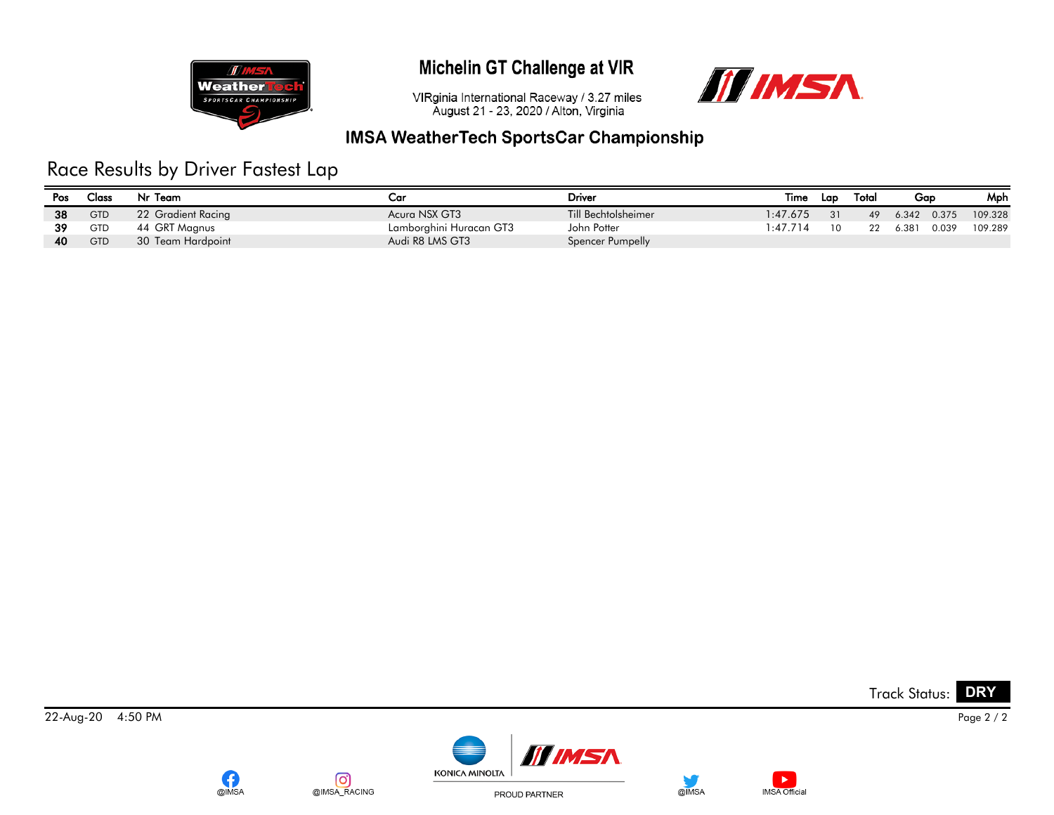# Michelin GT Challenge at VIR

VIRginia International Raceway / 3.27 miles
August 21 - 23, 2020 / Alton, Virginia

## IMSA WeatherTech SportsCar Championship

## Race Results by Driver Fastest Lap

| Pos | Class | Nr | Team | Car | Driver | Time | Lap | Total | Gap | | Mph |
|---|---|---|---|---|---|---|---|---|---|---|---|
| **38** | GTD | 22 | Gradient Racing | Acura NSX GT3 | Till Bechtolsheimer | 1:47.675 | 31 | 49 | 6.342 | 0.375 | 109.328 |
| **39** | GTD | 44 | GRT Magnus | Lamborghini Huracan GT3 | John Potter | 1:47.714 | 10 | 22 | 6.381 | 0.039 | 109.289 |
| **40** | GTD | 30 | Team Hardpoint | Audi R8 LMS GT3 | Spencer Pumpelly | | | | | | |

Track Status: **DRY**

22-Aug-20 4:50 PM

@IMSA @IMSA_RACING KONICA MINOLTA IMSA PROUD PARTNER @IMSA IMSA Official